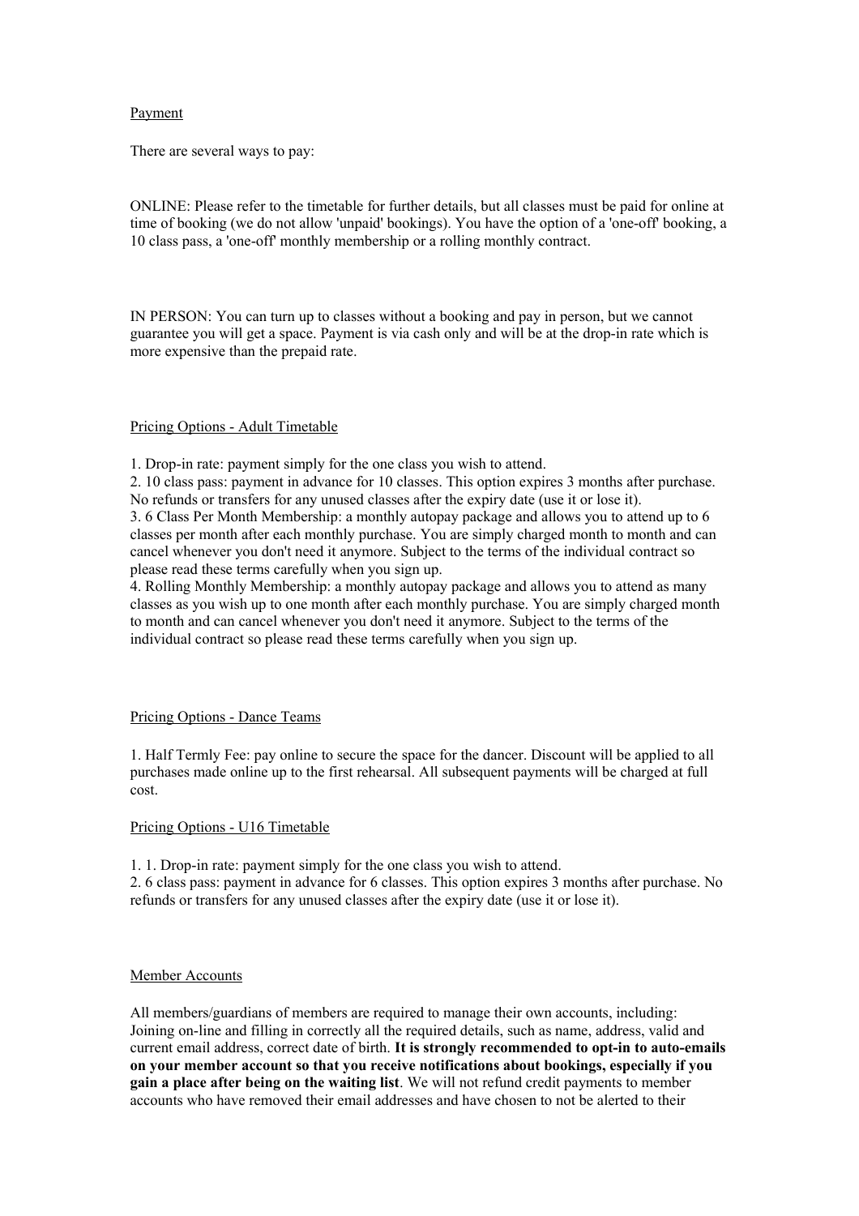Payment

There are several ways to pay:

ONLINE: Please refer to the timetable for further details, but all classes must be paid for online at time of booking (we do not allow 'unpaid' bookings). You have the option of a 'one-off' booking, a 10 class pass, a 'one-off' monthly membership or a rolling monthly contract.

IN PERSON: You can turn up to classes without a booking and pay in person, but we cannot guarantee you will get a space. Payment is via cash only and will be at the drop-in rate which is more expensive than the prepaid rate.

Pricing Options - Adult Timetable

1. Drop-in rate: payment simply for the one class you wish to attend.
2. 10 class pass: payment in advance for 10 classes. This option expires 3 months after purchase. No refunds or transfers for any unused classes after the expiry date (use it or lose it).
3. 6 Class Per Month Membership: a monthly autopay package and allows you to attend up to 6 classes per month after each monthly purchase. You are simply charged month to month and can cancel whenever you don't need it anymore. Subject to the terms of the individual contract so please read these terms carefully when you sign up.
4. Rolling Monthly Membership: a monthly autopay package and allows you to attend as many classes as you wish up to one month after each monthly purchase. You are simply charged month to month and can cancel whenever you don't need it anymore. Subject to the terms of the individual contract so please read these terms carefully when you sign up.

Pricing Options - Dance Teams

1. Half Termly Fee: pay online to secure the space for the dancer. Discount will be applied to all purchases made online up to the first rehearsal. All subsequent payments will be charged at full cost.

Pricing Options - U16 Timetable

1. 1. Drop-in rate: payment simply for the one class you wish to attend.
2. 6 class pass: payment in advance for 6 classes. This option expires 3 months after purchase. No refunds or transfers for any unused classes after the expiry date (use it or lose it).

Member Accounts

All members/guardians of members are required to manage their own accounts, including: Joining on-line and filling in correctly all the required details, such as name, address, valid and current email address, correct date of birth. **It is strongly recommended to opt-in to auto-emails on your member account so that you receive notifications about bookings, especially if you gain a place after being on the waiting list**. We will not refund credit payments to member accounts who have removed their email addresses and have chosen to not be alerted to their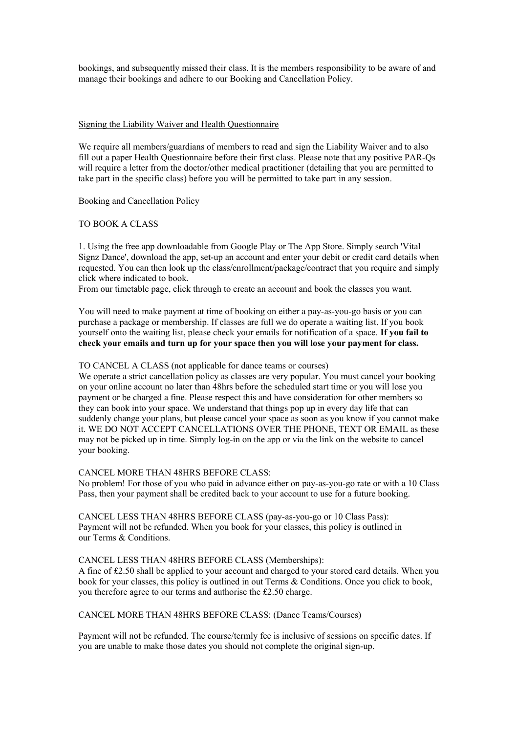bookings, and subsequently missed their class. It is the members responsibility to be aware of and manage their bookings and adhere to our Booking and Cancellation Policy.

## Signing the Liability Waiver and Health Questionnaire

We require all members/guardians of members to read and sign the Liability Waiver and to also fill out a paper Health Questionnaire before their first class. Please note that any positive PAR-Qs will require a letter from the doctor/other medical practitioner (detailing that you are permitted to take part in the specific class) before you will be permitted to take part in any session.

## Booking and Cancellation Policy

### TO BOOK A CLASS

1. Using the free app downloadable from Google Play or The App Store. Simply search 'Vital Signz Dance', download the app, set-up an account and enter your debit or credit card details when requested. You can then look up the class/enrollment/package/contract that you require and simply click where indicated to book.

From our timetable page, click through to create an account and book the classes you want.

You will need to make payment at time of booking on either a pay-as-you-go basis or you can purchase a package or membership. If classes are full we do operate a waiting list. If you book yourself onto the waiting list, please check your emails for notification of a space. **If you fail to check your emails and turn up for your space then you will lose your payment for class.**

### TO CANCEL A CLASS (not applicable for dance teams or courses)

We operate a strict cancellation policy as classes are very popular. You must cancel your booking on your online account no later than 48hrs before the scheduled start time or you will lose you payment or be charged a fine. Please respect this and have consideration for other members so they can book into your space. We understand that things pop up in every day life that can suddenly change your plans, but please cancel your space as soon as you know if you cannot make it. WE DO NOT ACCEPT CANCELLATIONS OVER THE PHONE, TEXT OR EMAIL as these may not be picked up in time. Simply log-in on the app or via the link on the website to cancel your booking.

### CANCEL MORE THAN 48HRS BEFORE CLASS:

No problem! For those of you who paid in advance either on pay-as-you-go rate or with a 10 Class Pass, then your payment shall be credited back to your account to use for a future booking.

### CANCEL LESS THAN 48HRS BEFORE CLASS (pay-as-you-go or 10 Class Pass):

Payment will not be refunded. When you book for your classes, this policy is outlined in our Terms & Conditions.

### CANCEL LESS THAN 48HRS BEFORE CLASS (Memberships):

A fine of £2.50 shall be applied to your account and charged to your stored card details. When you book for your classes, this policy is outlined in out Terms & Conditions. Once you click to book, you therefore agree to our terms and authorise the £2.50 charge.

### CANCEL MORE THAN 48HRS BEFORE CLASS: (Dance Teams/Courses)

Payment will not be refunded. The course/termly fee is inclusive of sessions on specific dates. If you are unable to make those dates you should not complete the original sign-up.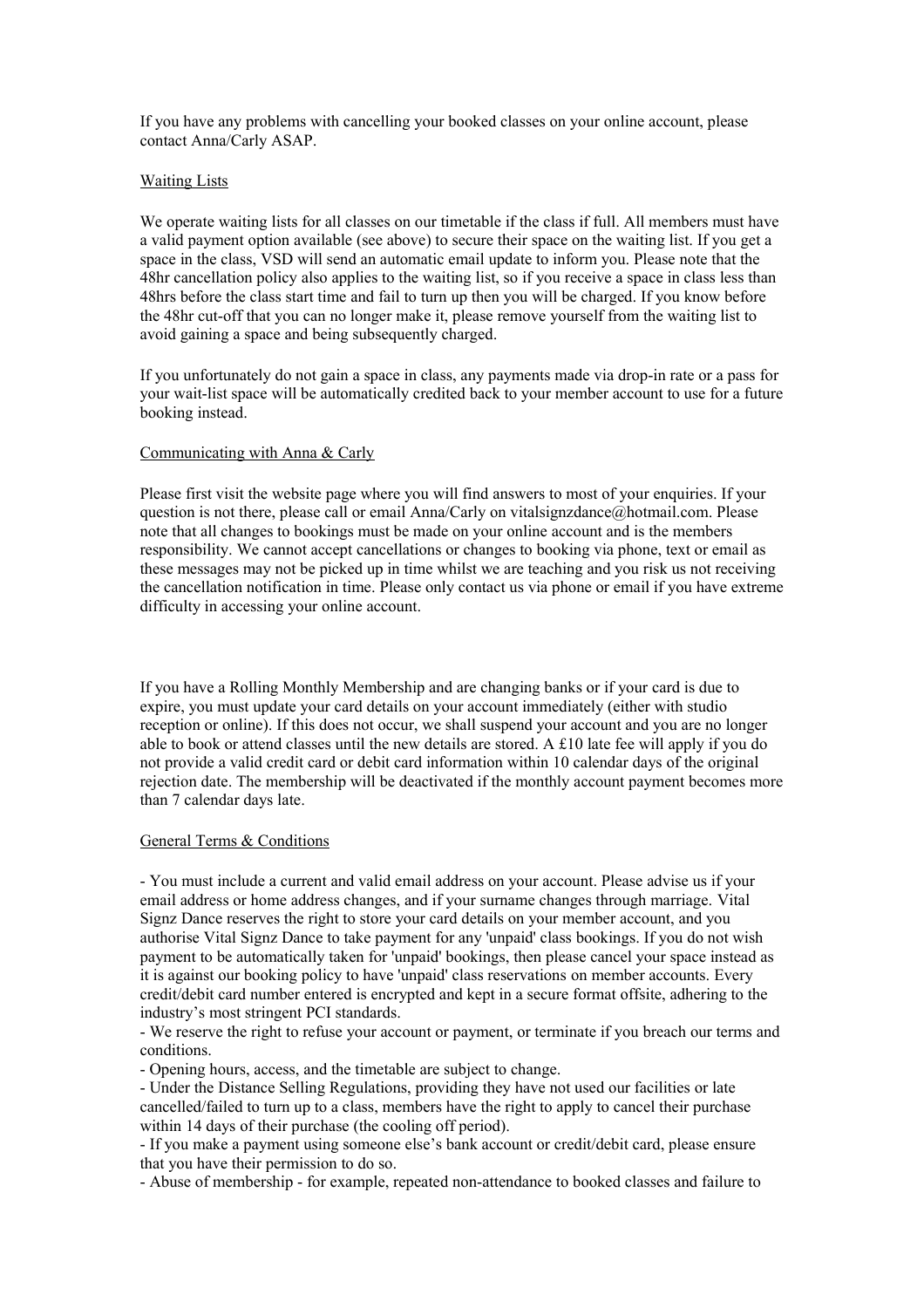If you have any problems with cancelling your booked classes on your online account, please contact Anna/Carly ASAP.

## Waiting Lists

We operate waiting lists for all classes on our timetable if the class if full. All members must have a valid payment option available (see above) to secure their space on the waiting list. If you get a space in the class, VSD will send an automatic email update to inform you. Please note that the 48hr cancellation policy also applies to the waiting list, so if you receive a space in class less than 48hrs before the class start time and fail to turn up then you will be charged. If you know before the 48hr cut-off that you can no longer make it, please remove yourself from the waiting list to avoid gaining a space and being subsequently charged.

If you unfortunately do not gain a space in class, any payments made via drop-in rate or a pass for your wait-list space will be automatically credited back to your member account to use for a future booking instead.

## Communicating with Anna & Carly

Please first visit the website page where you will find answers to most of your enquiries. If your question is not there, please call or email Anna/Carly on vitalsignzdance@hotmail.com. Please note that all changes to bookings must be made on your online account and is the members responsibility. We cannot accept cancellations or changes to booking via phone, text or email as these messages may not be picked up in time whilst we are teaching and you risk us not receiving the cancellation notification in time. Please only contact us via phone or email if you have extreme difficulty in accessing your online account.

If you have a Rolling Monthly Membership and are changing banks or if your card is due to expire, you must update your card details on your account immediately (either with studio reception or online). If this does not occur, we shall suspend your account and you are no longer able to book or attend classes until the new details are stored. A £10 late fee will apply if you do not provide a valid credit card or debit card information within 10 calendar days of the original rejection date. The membership will be deactivated if the monthly account payment becomes more than 7 calendar days late.

## General Terms & Conditions

- You must include a current and valid email address on your account. Please advise us if your email address or home address changes, and if your surname changes through marriage. Vital Signz Dance reserves the right to store your card details on your member account, and you authorise Vital Signz Dance to take payment for any 'unpaid' class bookings. If you do not wish payment to be automatically taken for 'unpaid' bookings, then please cancel your space instead as it is against our booking policy to have 'unpaid' class reservations on member accounts. Every credit/debit card number entered is encrypted and kept in a secure format offsite, adhering to the industry's most stringent PCI standards.
- We reserve the right to refuse your account or payment, or terminate if you breach our terms and conditions.
- Opening hours, access, and the timetable are subject to change.
- Under the Distance Selling Regulations, providing they have not used our facilities or late cancelled/failed to turn up to a class, members have the right to apply to cancel their purchase within 14 days of their purchase (the cooling off period).
- If you make a payment using someone else's bank account or credit/debit card, please ensure that you have their permission to do so.
- Abuse of membership - for example, repeated non-attendance to booked classes and failure to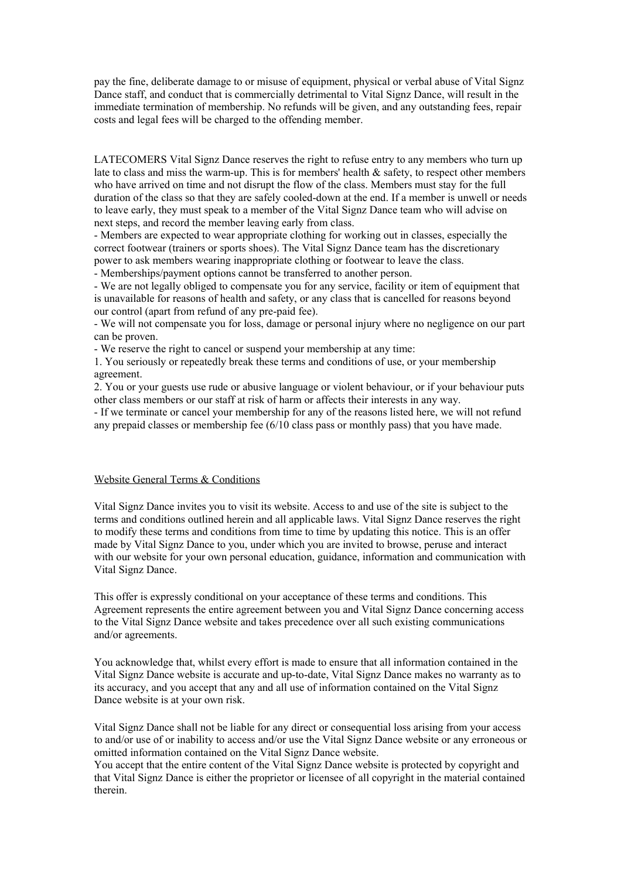pay the fine, deliberate damage to or misuse of equipment, physical or verbal abuse of Vital Signz Dance staff, and conduct that is commercially detrimental to Vital Signz Dance, will result in the immediate termination of membership. No refunds will be given, and any outstanding fees, repair costs and legal fees will be charged to the offending member.

LATECOMERS Vital Signz Dance reserves the right to refuse entry to any members who turn up late to class and miss the warm-up. This is for members' health & safety, to respect other members who have arrived on time and not disrupt the flow of the class. Members must stay for the full duration of the class so that they are safely cooled-down at the end. If a member is unwell or needs to leave early, they must speak to a member of the Vital Signz Dance team who will advise on next steps, and record the member leaving early from class.

- Members are expected to wear appropriate clothing for working out in classes, especially the correct footwear (trainers or sports shoes). The Vital Signz Dance team has the discretionary power to ask members wearing inappropriate clothing or footwear to leave the class.
- Memberships/payment options cannot be transferred to another person.
- We are not legally obliged to compensate you for any service, facility or item of equipment that is unavailable for reasons of health and safety, or any class that is cancelled for reasons beyond our control (apart from refund of any pre-paid fee).
- We will not compensate you for loss, damage or personal injury where no negligence on our part can be proven.
- We reserve the right to cancel or suspend your membership at any time:

1. You seriously or repeatedly break these terms and conditions of use, or your membership agreement.
2. You or your guests use rude or abusive language or violent behaviour, or if your behaviour puts other class members or our staff at risk of harm or affects their interests in any way.

- If we terminate or cancel your membership for any of the reasons listed here, we will not refund any prepaid classes or membership fee (6/10 class pass or monthly pass) that you have made.

## Website General Terms & Conditions

Vital Signz Dance invites you to visit its website. Access to and use of the site is subject to the terms and conditions outlined herein and all applicable laws. Vital Signz Dance reserves the right to modify these terms and conditions from time to time by updating this notice. This is an offer made by Vital Signz Dance to you, under which you are invited to browse, peruse and interact with our website for your own personal education, guidance, information and communication with Vital Signz Dance.

This offer is expressly conditional on your acceptance of these terms and conditions. This Agreement represents the entire agreement between you and Vital Signz Dance concerning access to the Vital Signz Dance website and takes precedence over all such existing communications and/or agreements.

You acknowledge that, whilst every effort is made to ensure that all information contained in the Vital Signz Dance website is accurate and up-to-date, Vital Signz Dance makes no warranty as to its accuracy, and you accept that any and all use of information contained on the Vital Signz Dance website is at your own risk.

Vital Signz Dance shall not be liable for any direct or consequential loss arising from your access to and/or use of or inability to access and/or use the Vital Signz Dance website or any erroneous or omitted information contained on the Vital Signz Dance website.

You accept that the entire content of the Vital Signz Dance website is protected by copyright and that Vital Signz Dance is either the proprietor or licensee of all copyright in the material contained therein.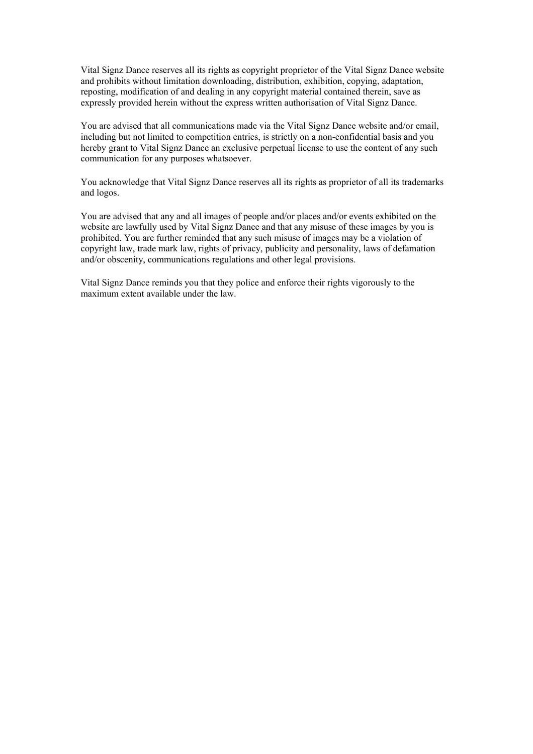Vital Signz Dance reserves all its rights as copyright proprietor of the Vital Signz Dance website and prohibits without limitation downloading, distribution, exhibition, copying, adaptation, reposting, modification of and dealing in any copyright material contained therein, save as expressly provided herein without the express written authorisation of Vital Signz Dance.

You are advised that all communications made via the Vital Signz Dance website and/or email, including but not limited to competition entries, is strictly on a non-confidential basis and you hereby grant to Vital Signz Dance an exclusive perpetual license to use the content of any such communication for any purposes whatsoever.

You acknowledge that Vital Signz Dance reserves all its rights as proprietor of all its trademarks and logos.

You are advised that any and all images of people and/or places and/or events exhibited on the website are lawfully used by Vital Signz Dance and that any misuse of these images by you is prohibited. You are further reminded that any such misuse of images may be a violation of copyright law, trade mark law, rights of privacy, publicity and personality, laws of defamation and/or obscenity, communications regulations and other legal provisions.

Vital Signz Dance reminds you that they police and enforce their rights vigorously to the maximum extent available under the law.